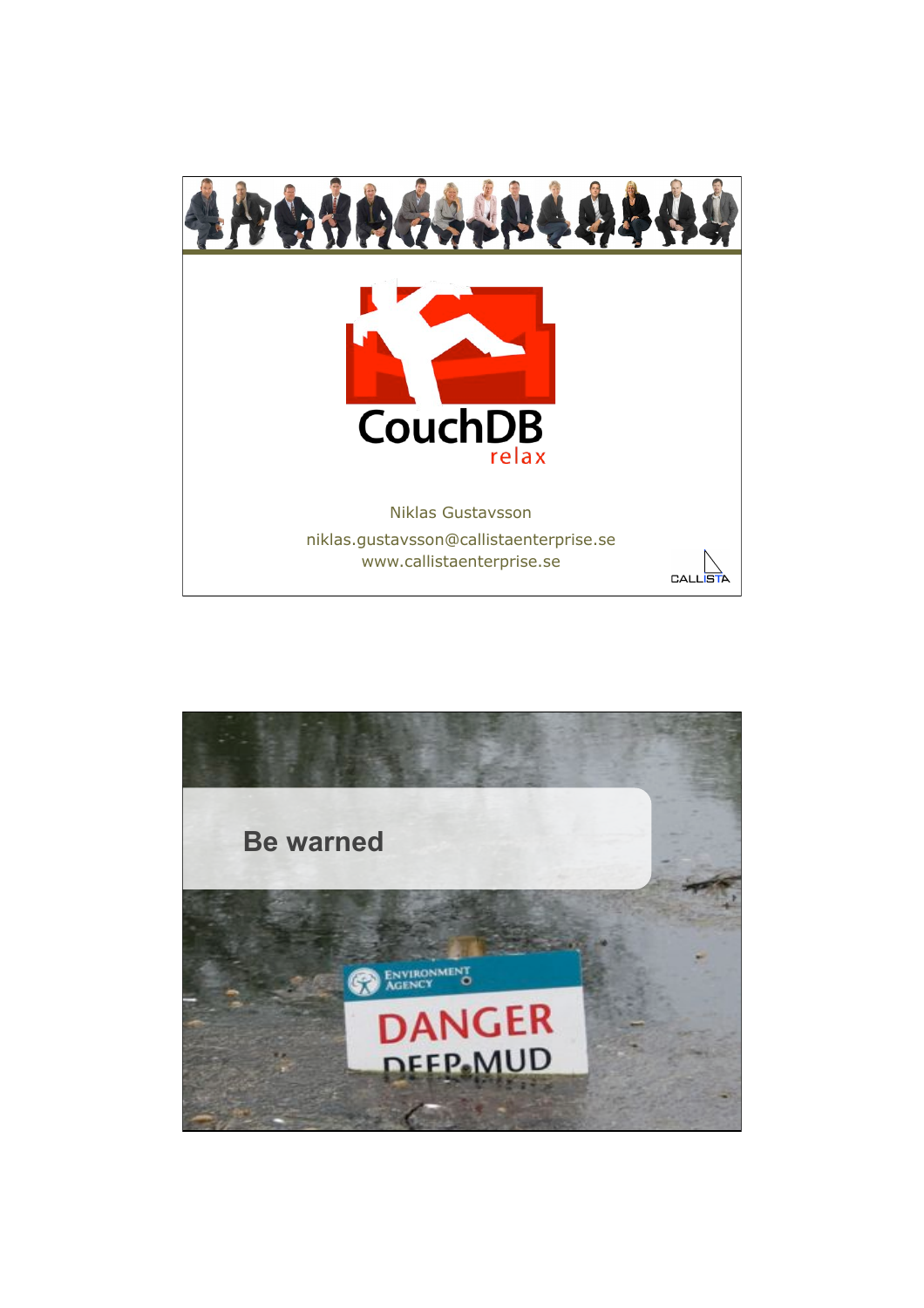# CouchDB

relax

Niklas Gustavsson

niklas.gustavsson@callistaenterprise.se
www.callistaenterprise.se

CALLISTA

## Be warned

ENVIRONMENT AGENCY

DANGER
DEEP MUD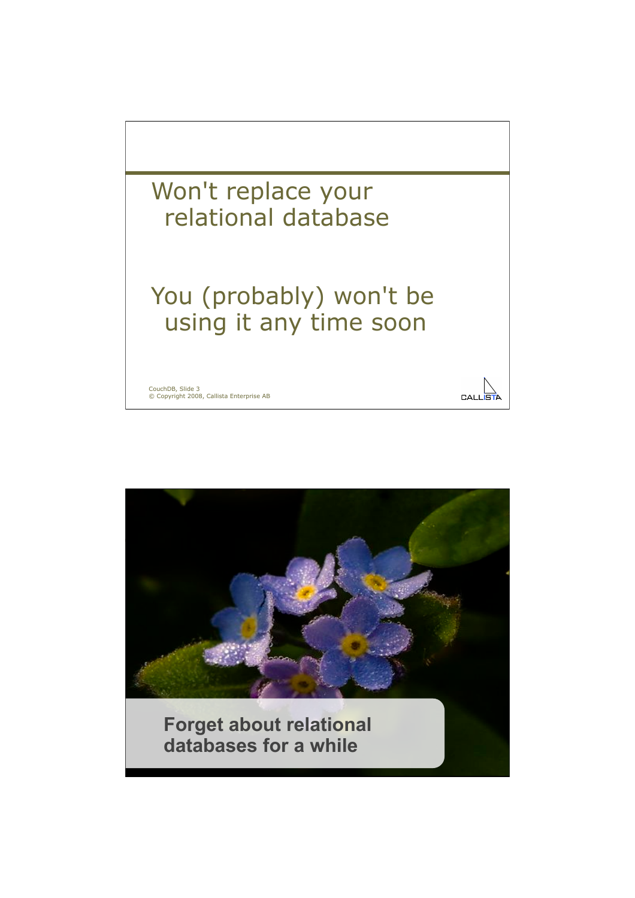Won't replace your relational database

You (probably) won't be using it any time soon

Forget about relational databases for a while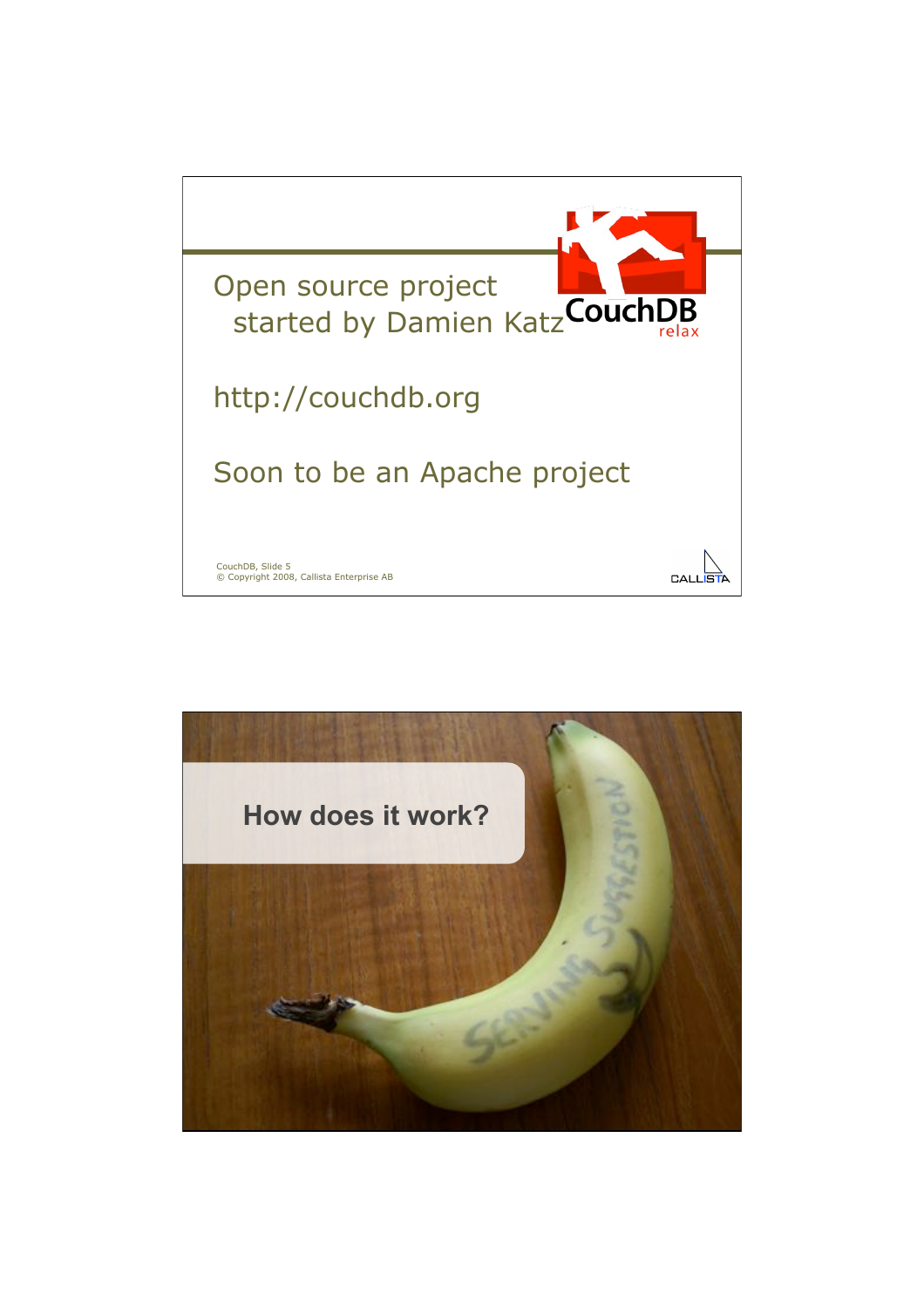Open source project
 started by Damien Katz

http://couchdb.org

Soon to be an Apache project

CouchDB, Slide 5
© Copyright 2008, Callista Enterprise AB

## How does it work?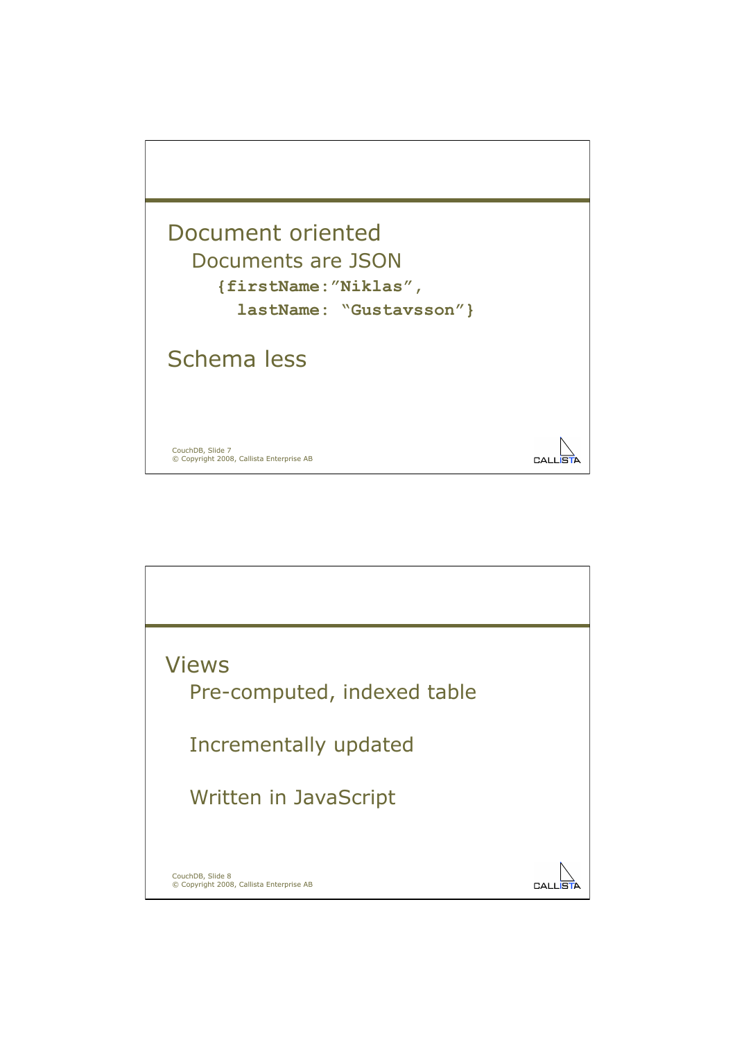## Document oriented

### Documents are JSON

```
{firstName:"Niklas",
  lastName: "Gustavsson"}
```

## Schema less

---

## Views

### Pre-computed, indexed table

### Incrementally updated

### Written in JavaScript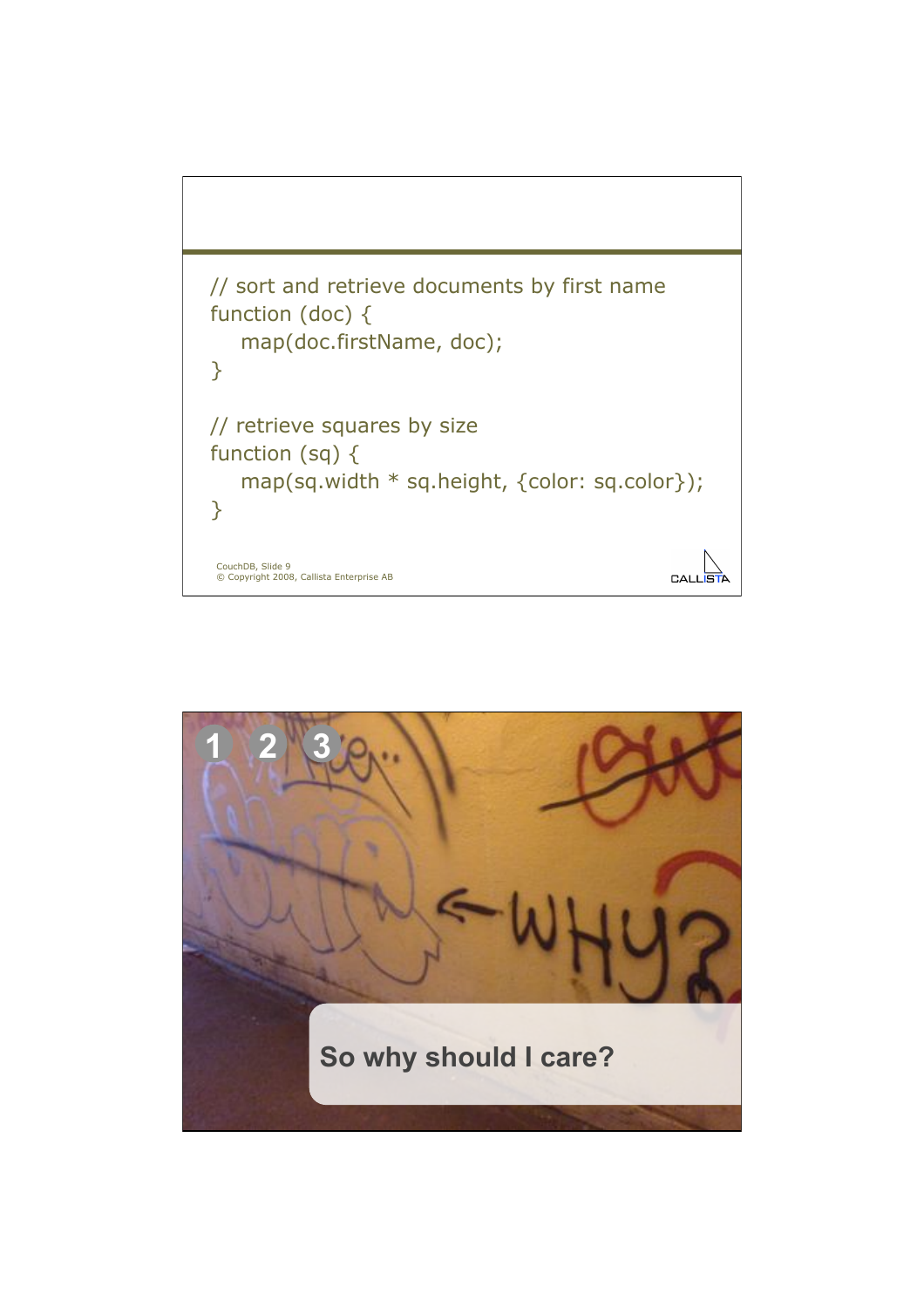```
// sort and retrieve documents by first name
function (doc) {
    map(doc.firstName, doc);
}

// retrieve squares by size
function (sq) {
    map(sq.width * sq.height, {color: sq.color});
}
```

CouchDB, Slide 9
© Copyright 2008, Callista Enterprise AB

1 2 3

So why should I care?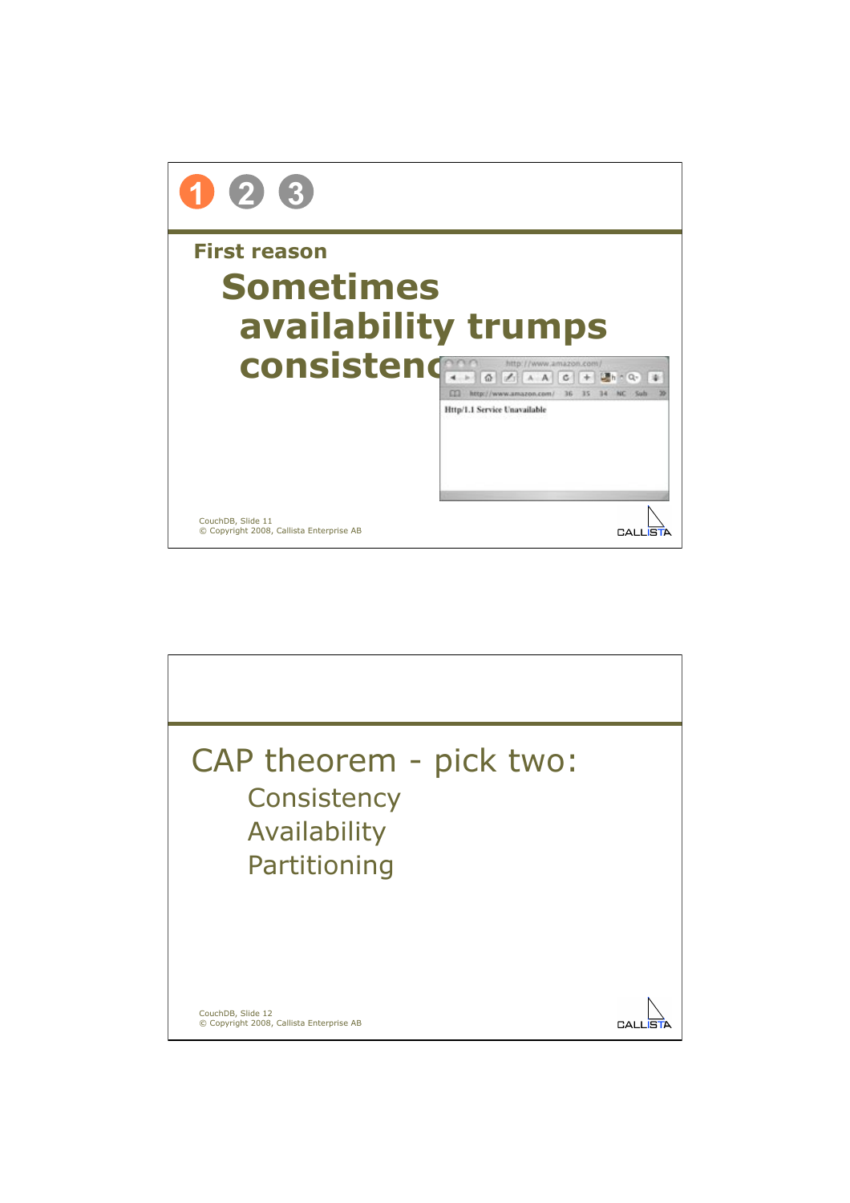1 2 3

First reason

## Sometimes availability trumps consistency

Http/1.1 Service Unavailable

CouchDB, Slide 11
© Copyright 2008, Callista Enterprise AB

## CAP theorem - pick two:

- Consistency
- Availability
- Partitioning

CouchDB, Slide 12
© Copyright 2008, Callista Enterprise AB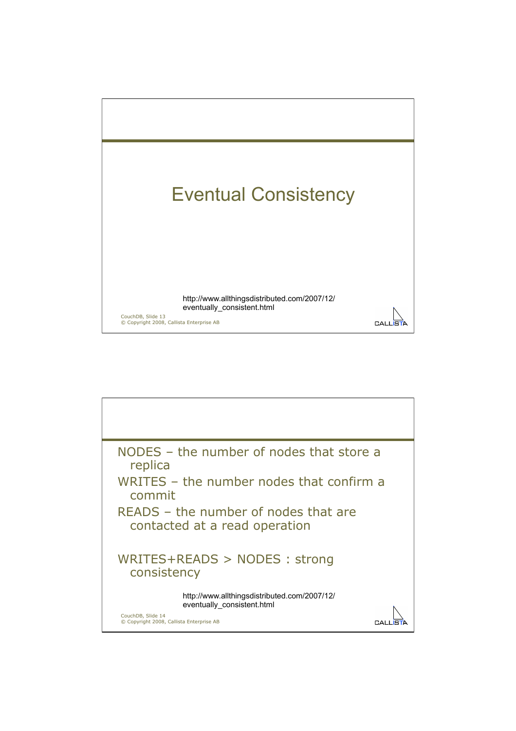# Eventual Consistency

http://www.allthingsdistributed.com/2007/12/eventually_consistent.html

---

NODES – the number of nodes that store a replica

WRITES – the number nodes that confirm a commit

READS – the number of nodes that are contacted at a read operation

WRITES+READS > NODES : strong consistency

http://www.allthingsdistributed.com/2007/12/eventually_consistent.html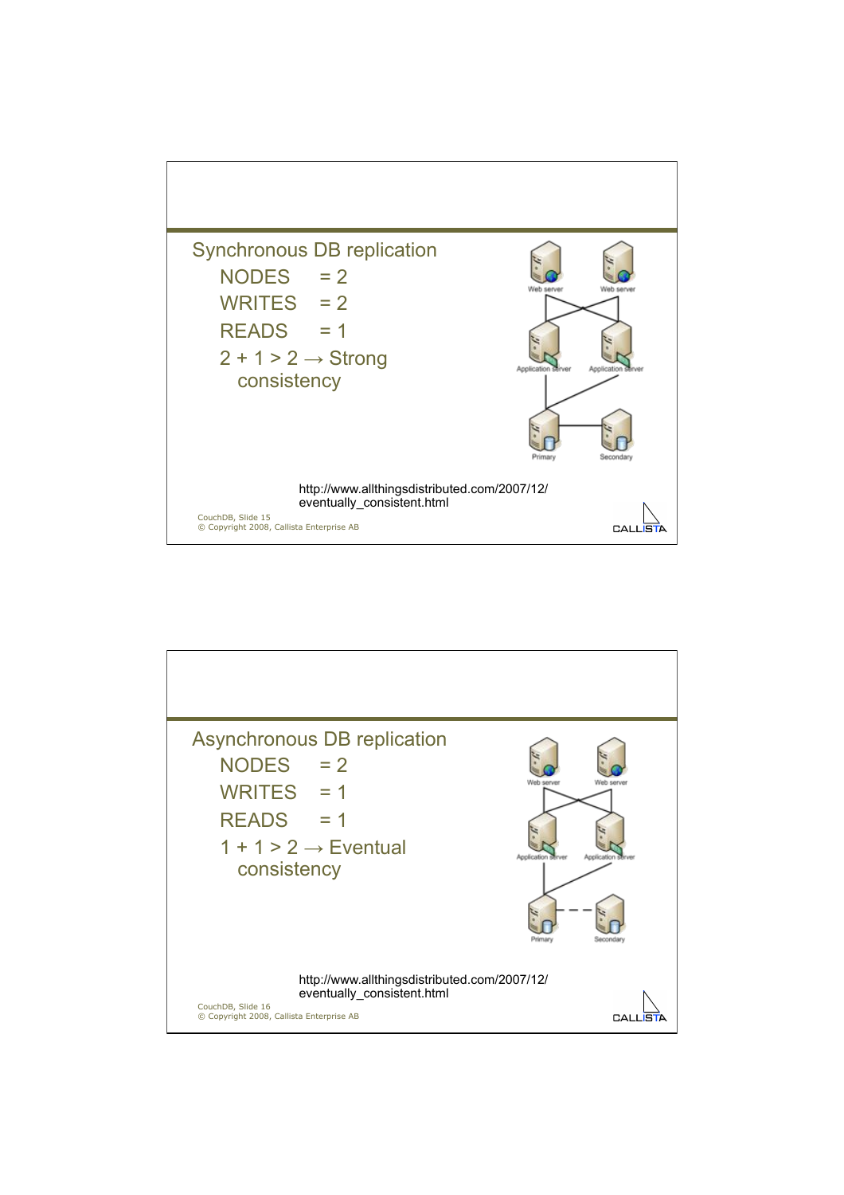## Synchronous DB replication

- NODES = 2
- WRITES = 2
- READS = 1
- 2 + 1 > 2 → Strong consistency

Web server | Web server | Application server | Application server | Primary | Secondary

http://www.allthingsdistributed.com/2007/12/eventually_consistent.html

CouchDB, Slide 15
© Copyright 2008, Callista Enterprise AB

## Asynchronous DB replication

- NODES = 2
- WRITES = 1
- READS = 1
- 1 + 1 > 2 → Eventual consistency

Web server | Web server | Application server | Application server | Primary | Secondary

http://www.allthingsdistributed.com/2007/12/eventually_consistent.html

CouchDB, Slide 16
© Copyright 2008, Callista Enterprise AB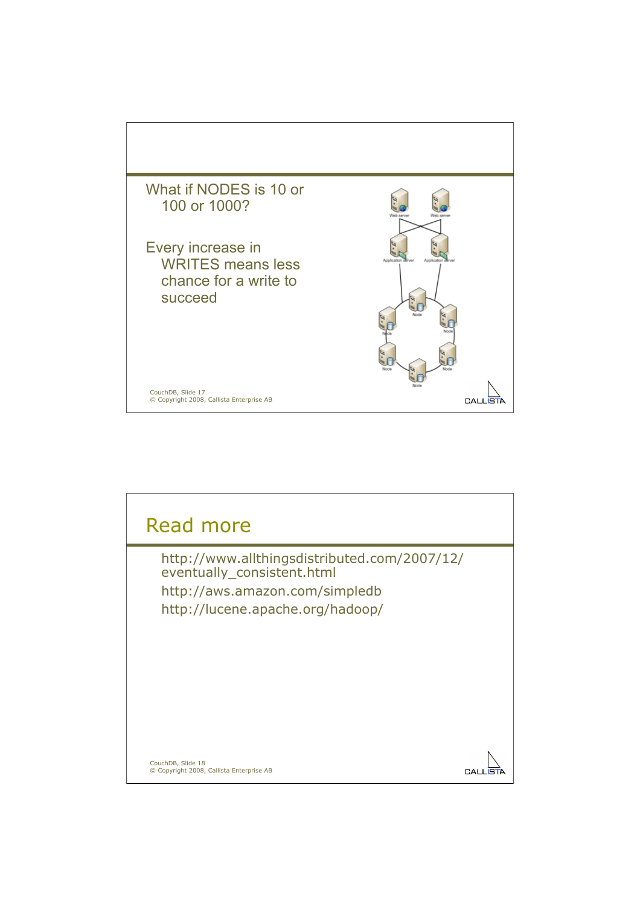What if NODES is 10 or 100 or 1000?

Every increase in WRITES means less chance for a write to succeed

CouchDB, Slide 17
© Copyright 2008, Callista Enterprise AB

## Read more

- http://www.allthingsdistributed.com/2007/12/eventually_consistent.html
- http://aws.amazon.com/simpledb
- http://lucene.apache.org/hadoop/

CouchDB, Slide 18
© Copyright 2008, Callista Enterprise AB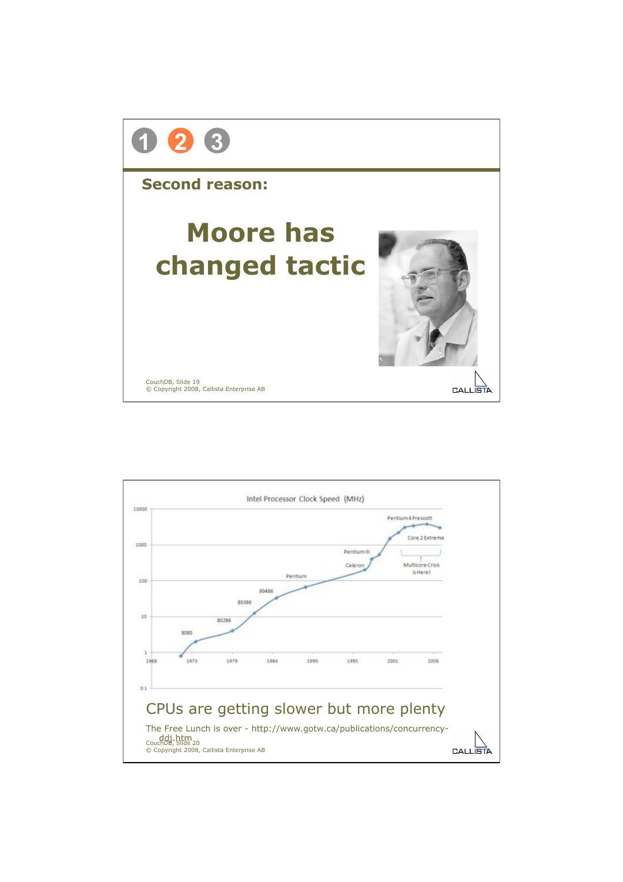1 2 3

**Second reason:**

## Moore has changed tactic

---

Intel Processor Clock Speed (MHz)

## CPUs are getting slower but more plenty

The Free Lunch is over - http://www.gotw.ca/publications/concurrency-ddj.htm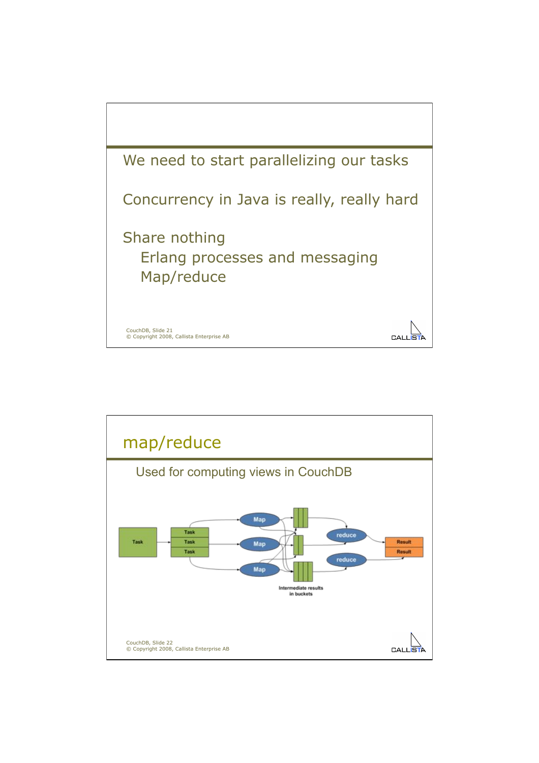We need to start parallelizing our tasks

Concurrency in Java is really, really hard

Share nothing

- Erlang processes and messaging
- Map/reduce

## map/reduce

Used for computing views in CouchDB

Task

Task
Task
Task

Map
Map
Map

Intermediate results in buckets

reduce
reduce

Result
Result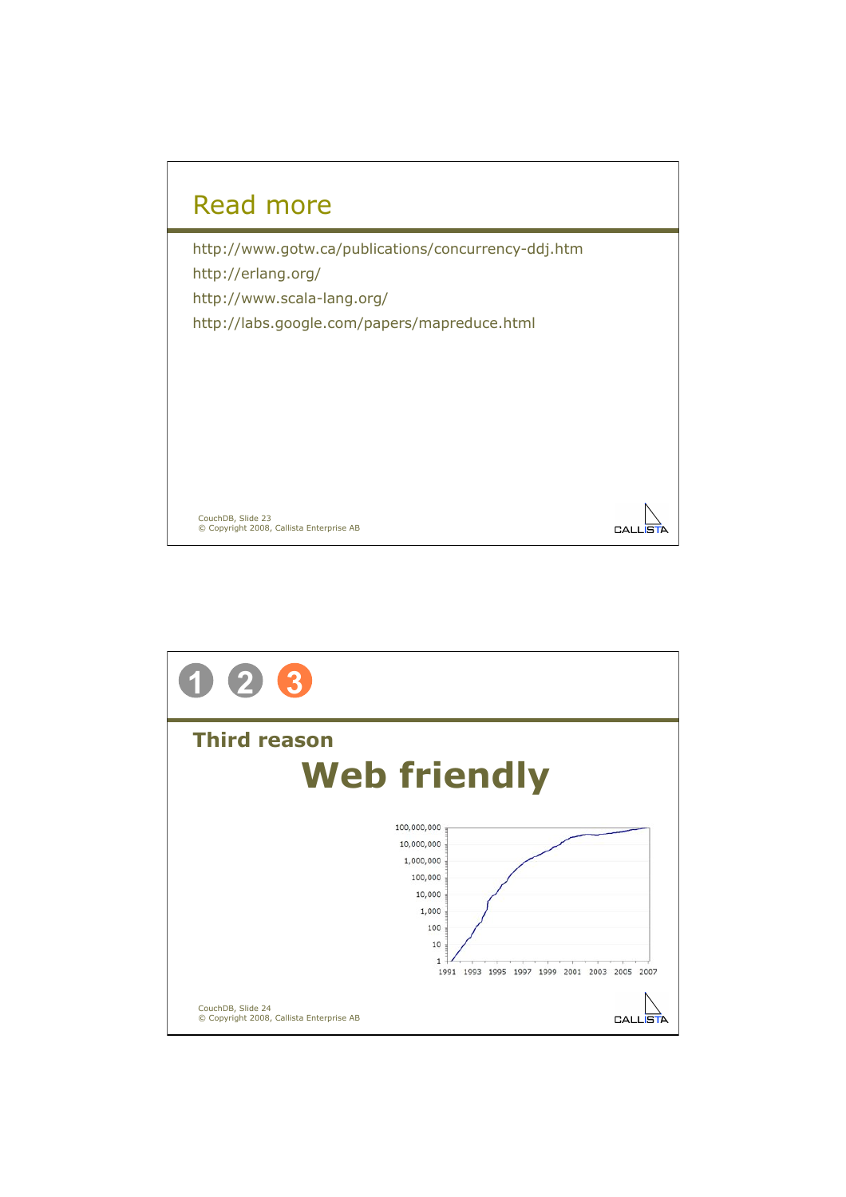## Read more

http://www.gotw.ca/publications/concurrency-ddj.htm

http://erlang.org/

http://www.scala-lang.org/

http://labs.google.com/papers/mapreduce.html

CouchDB, Slide 23
© Copyright 2008, Callista Enterprise AB

---

1 2 3

### Third reason

# Web friendly

CouchDB, Slide 24
© Copyright 2008, Callista Enterprise AB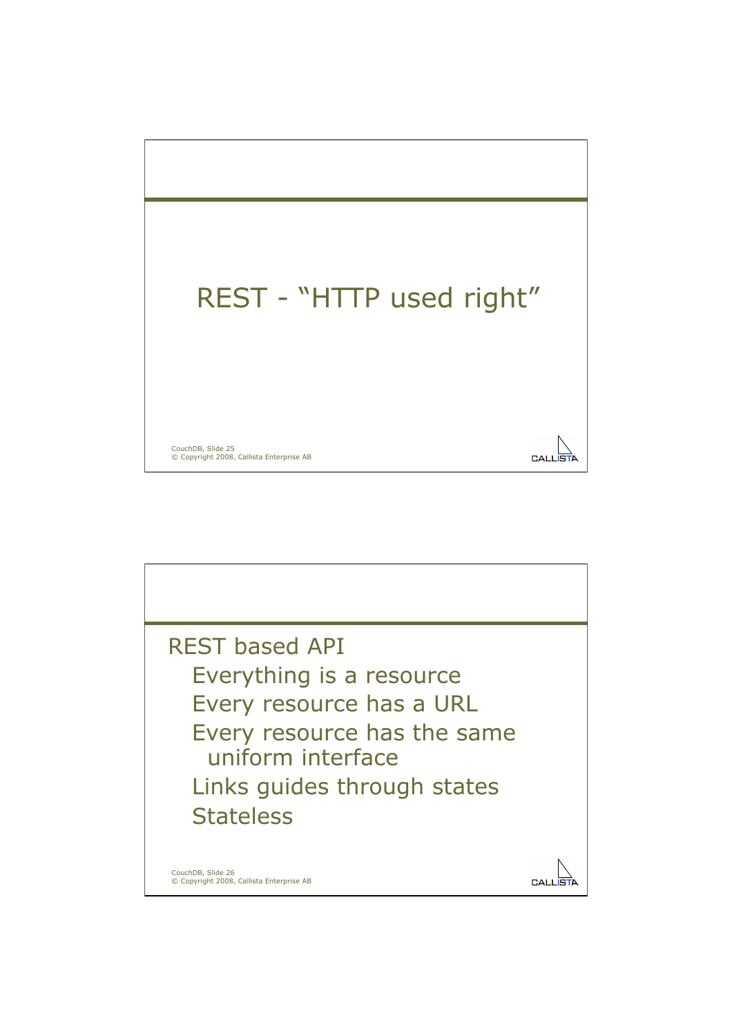# REST - “HTTP used right”

## REST based API

- Everything is a resource
- Every resource has a URL
- Every resource has the same uniform interface
- Links guides through states
- Stateless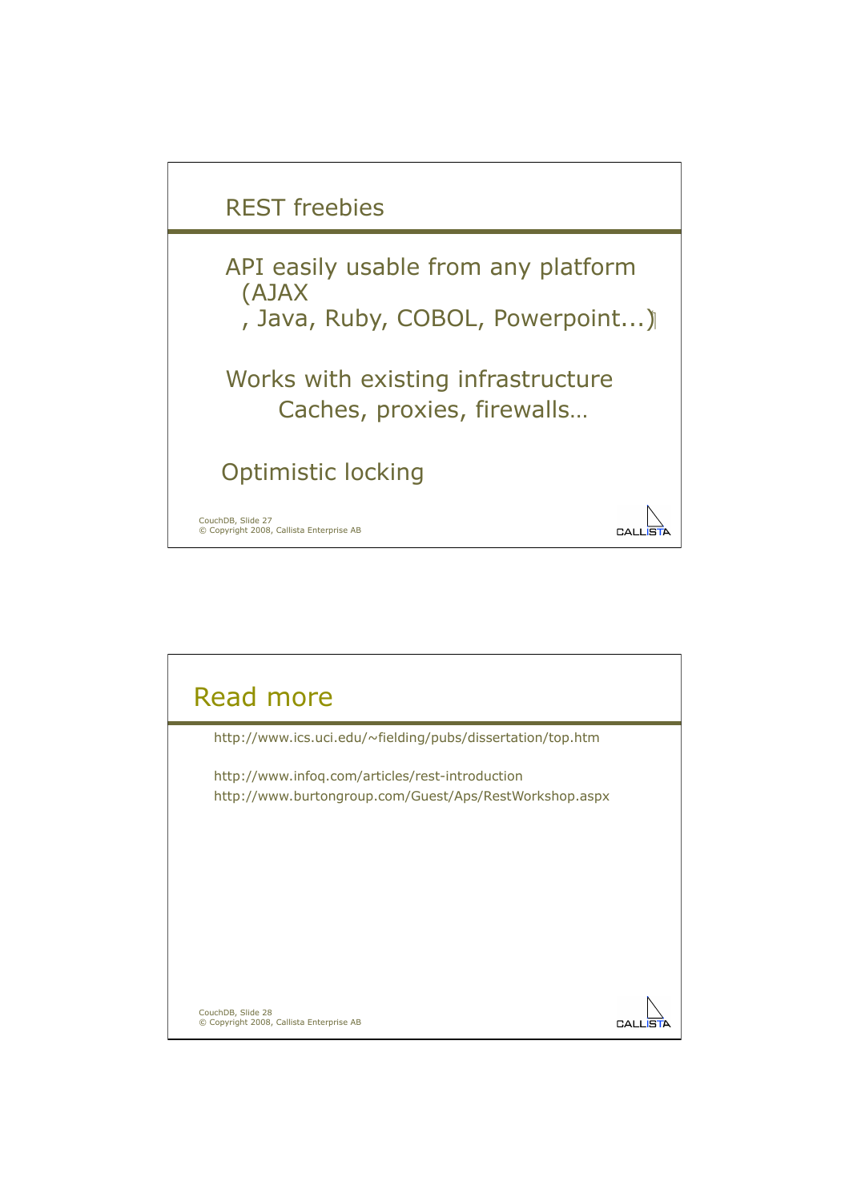## REST freebies

API easily usable from any platform (AJAX, Java, Ruby, COBOL, Powerpoint...)

Works with existing infrastructure
- Caches, proxies, firewalls…

Optimistic locking

## Read more

http://www.ics.uci.edu/~fielding/pubs/dissertation/top.htm

http://www.infoq.com/articles/rest-introduction
http://www.burtongroup.com/Guest/Aps/RestWorkshop.aspx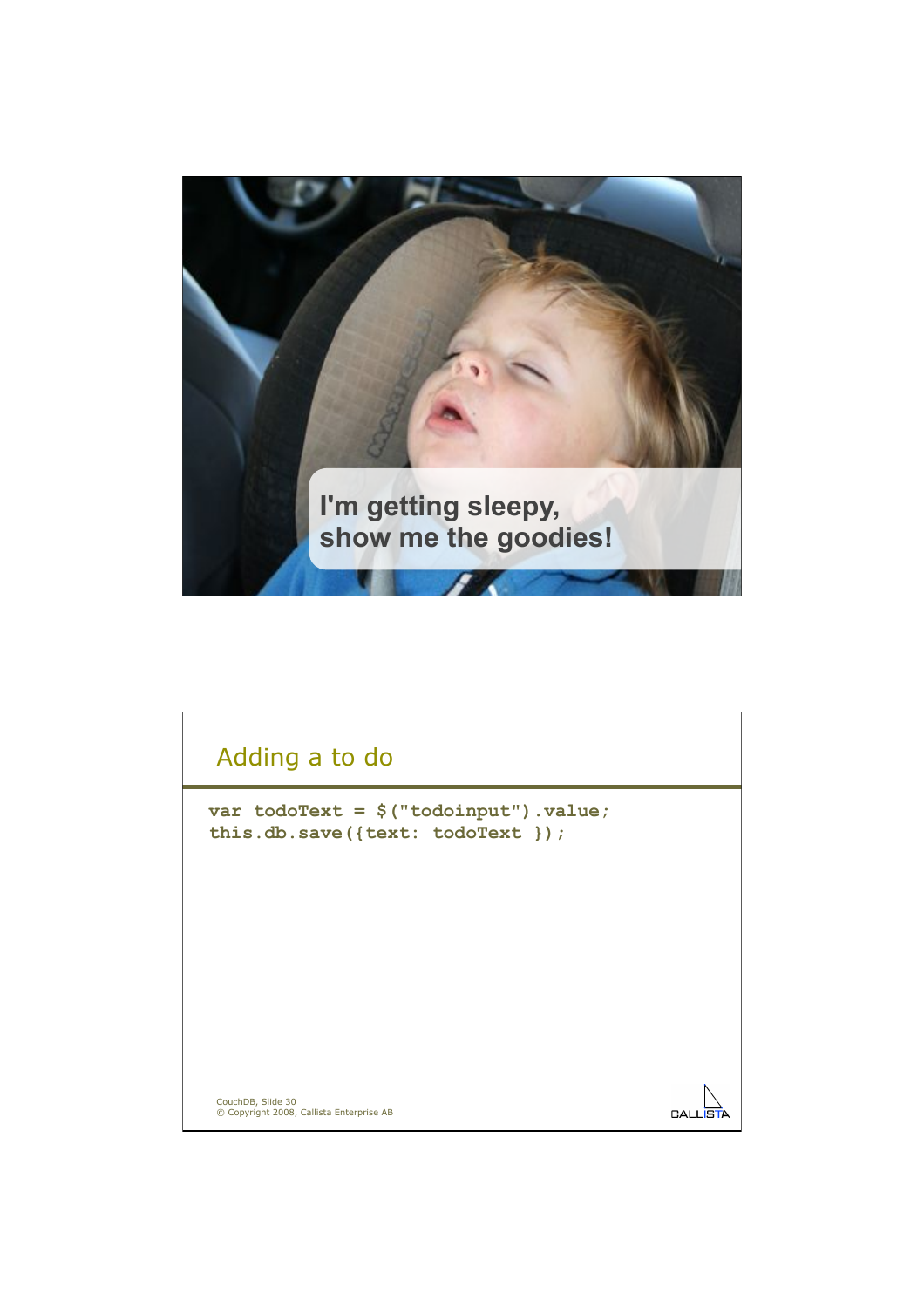I'm getting sleepy,
show me the goodies!

## Adding a to do

```
var todoText = $("todoinput").value;
this.db.save({text: todoText });
```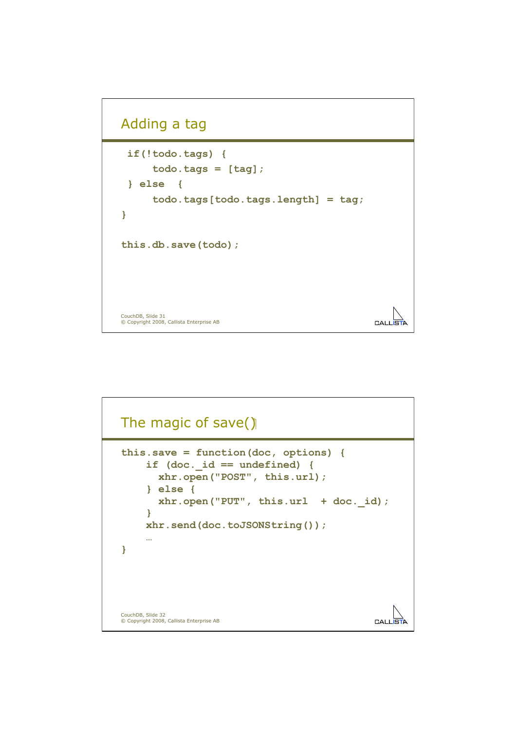## Adding a tag

```
if(!todo.tags) {
    todo.tags = [tag];
} else {
    todo.tags[todo.tags.length] = tag;
}

this.db.save(todo);
```

## The magic of save()

```
this.save = function(doc, options) {
    if (doc._id == undefined) {
      xhr.open("POST", this.url);
    } else {
      xhr.open("PUT", this.url  + doc._id);
    }
    xhr.send(doc.toJSONString());
    …
}
```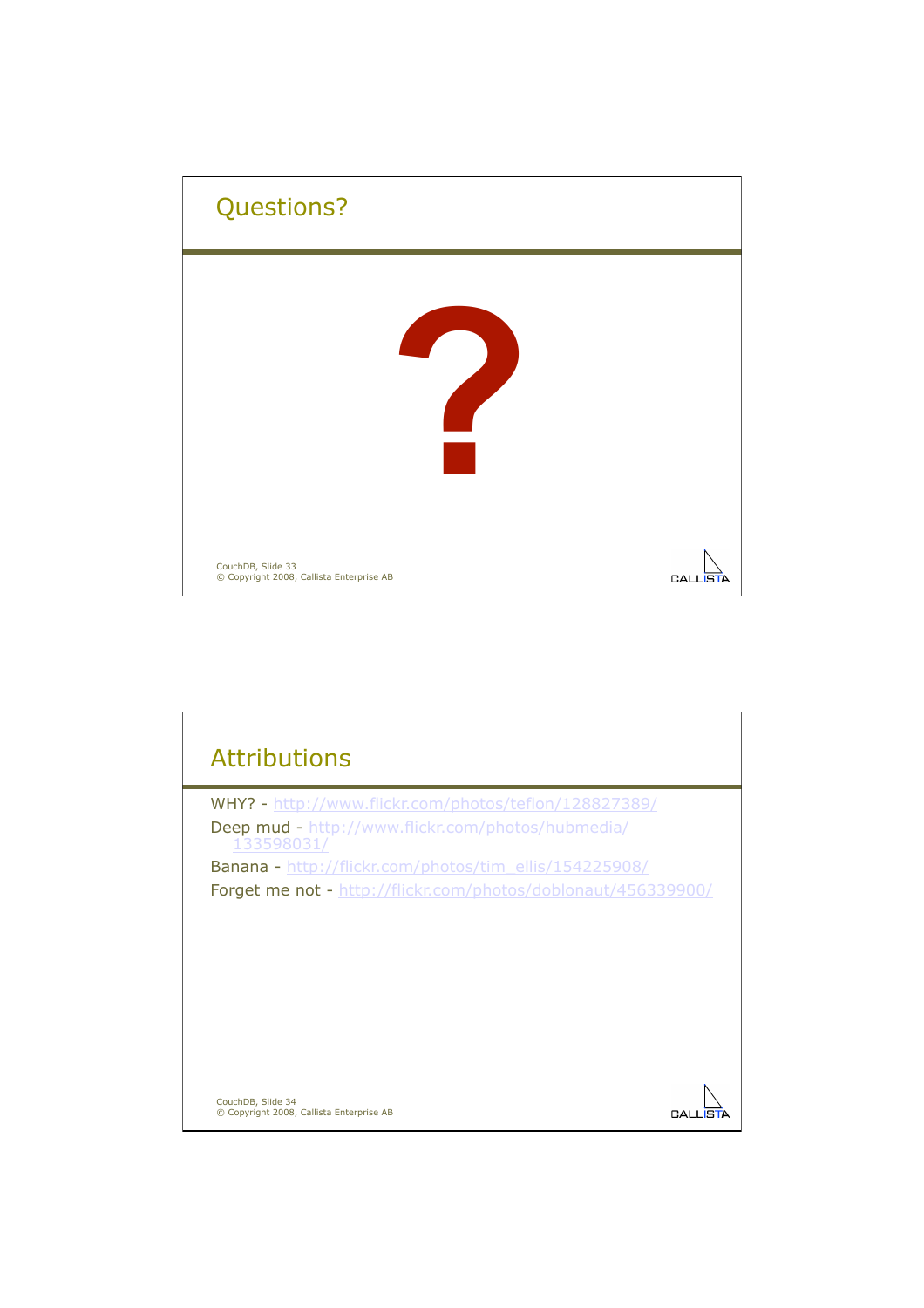## Questions?

?

## Attributions

WHY? - http://www.flickr.com/photos/teflon/128827389/

Deep mud - http://www.flickr.com/photos/hubmedia/133598031/

Banana - http://flickr.com/photos/tim_ellis/154225908/

Forget me not - http://flickr.com/photos/doblonaut/456339900/